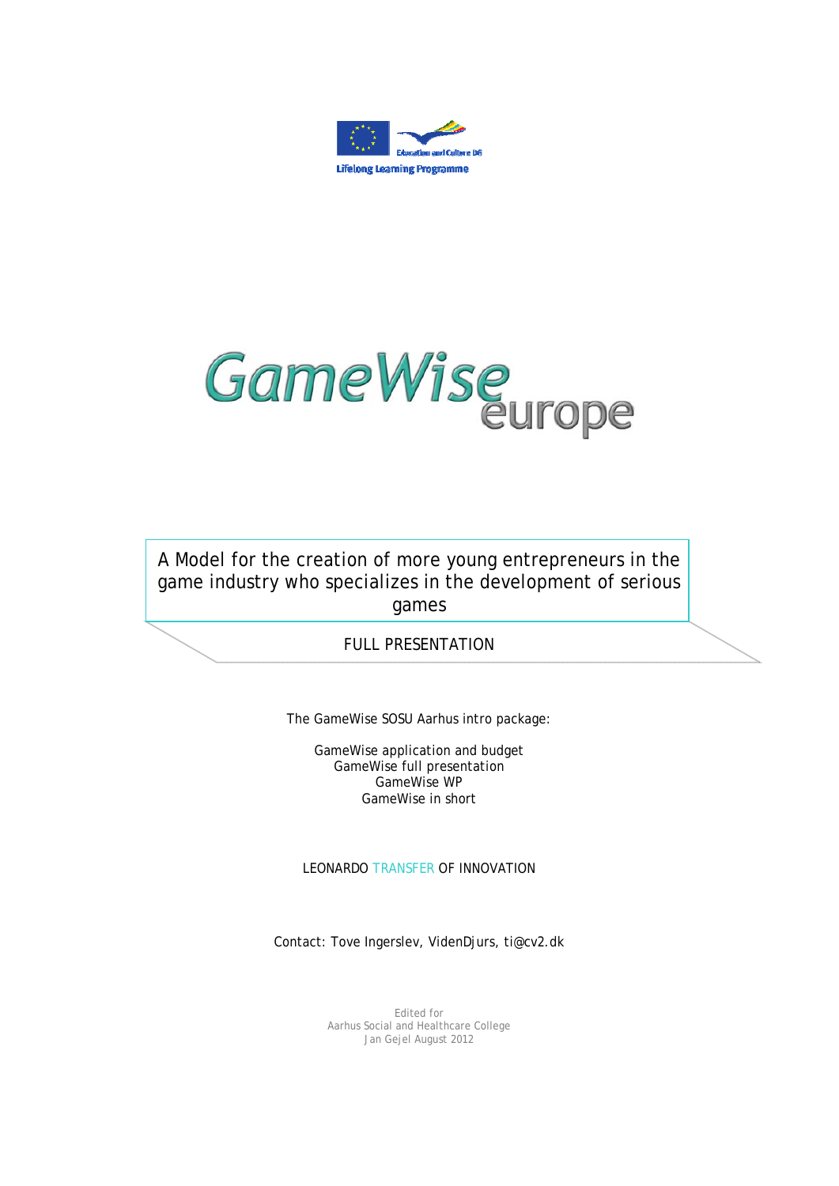Education and Culture DG

Lifelong Learning Programme

# GameWise europe

## A Model for the creation of more young entrepreneurs in the game industry who specializes in the development of serious games

FULL PRESENTATION

The GameWise SOSU Aarhus intro package:

GameWise application and budget
GameWise full presentation
GameWise WP
GameWise in short

LEONARDO TRANSFER OF INNOVATION

Contact: Tove Ingerslev, VidenDjurs, ti@cv2.dk

Edited for
Aarhus Social and Healthcare College
Jan Gejel August 2012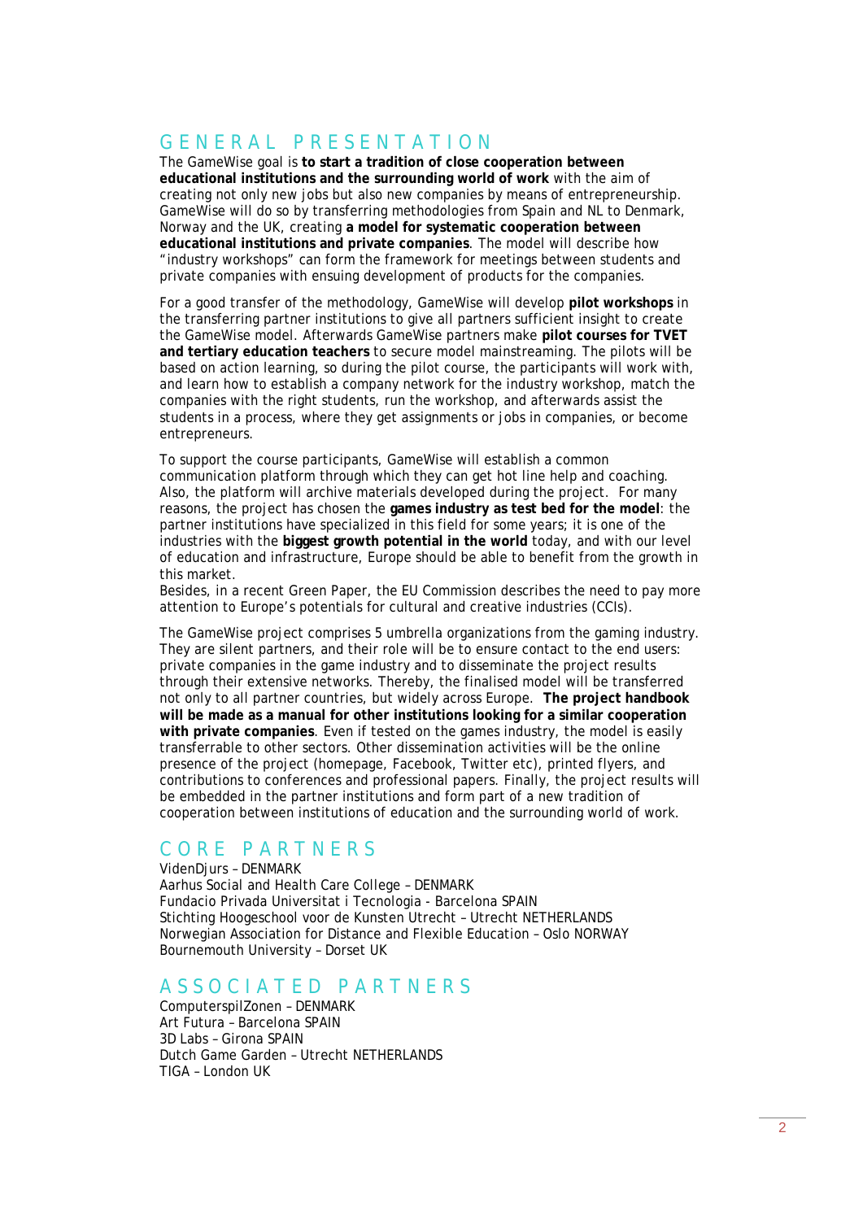## GENERAL PRESENTATION

The GameWise goal is **to start a tradition of close cooperation between educational institutions and the surrounding world of work** with the aim of creating not only new jobs but also new companies by means of entrepreneurship. GameWise will do so by transferring methodologies from Spain and NL to Denmark, Norway and the UK, creating **a model for systematic cooperation between educational institutions and private companies**. The model will describe how "industry workshops" can form the framework for meetings between students and private companies with ensuing development of products for the companies.

For a good transfer of the methodology, GameWise will develop **pilot workshops** in the transferring partner institutions to give all partners sufficient insight to create the GameWise model. Afterwards GameWise partners make **pilot courses for TVET and tertiary education teachers** to secure model mainstreaming. The pilots will be based on action learning, so during the pilot course, the participants will work with, and learn how to establish a company network for the industry workshop, match the companies with the right students, run the workshop, and afterwards assist the students in a process, where they get assignments or jobs in companies, or become entrepreneurs.

To support the course participants, GameWise will establish a common communication platform through which they can get hot line help and coaching. Also, the platform will archive materials developed during the project. For many reasons, the project has chosen the **games industry as test bed for the model**: the partner institutions have specialized in this field for some years; it is one of the industries with the **biggest growth potential in the world** today, and with our level of education and infrastructure, Europe should be able to benefit from the growth in this market.
Besides, in a recent Green Paper, the EU Commission describes the need to pay more attention to Europe's potentials for cultural and creative industries (CCIs).

The GameWise project comprises 5 umbrella organizations from the gaming industry. They are silent partners, and their role will be to ensure contact to the end users: private companies in the game industry and to disseminate the project results through their extensive networks. Thereby, the finalised model will be transferred not only to all partner countries, but widely across Europe. **The project handbook will be made as a manual for other institutions looking for a similar cooperation with private companies**. Even if tested on the games industry, the model is easily transferrable to other sectors. Other dissemination activities will be the online presence of the project (homepage, Facebook, Twitter etc), printed flyers, and contributions to conferences and professional papers. Finally, the project results will be embedded in the partner institutions and form part of a new tradition of cooperation between institutions of education and the surrounding world of work.

## CORE PARTNERS

VidenDjurs – DENMARK
Aarhus Social and Health Care College – DENMARK
Fundacio Privada Universitat i Tecnologia - Barcelona SPAIN
Stichting Hoogeschool voor de Kunsten Utrecht – Utrecht NETHERLANDS
Norwegian Association for Distance and Flexible Education – Oslo NORWAY
Bournemouth University – Dorset UK

## ASSOCIATED PARTNERS

ComputerspilZonen – DENMARK
Art Futura – Barcelona SPAIN
3D Labs – Girona SPAIN
Dutch Game Garden – Utrecht NETHERLANDS
TIGA – London UK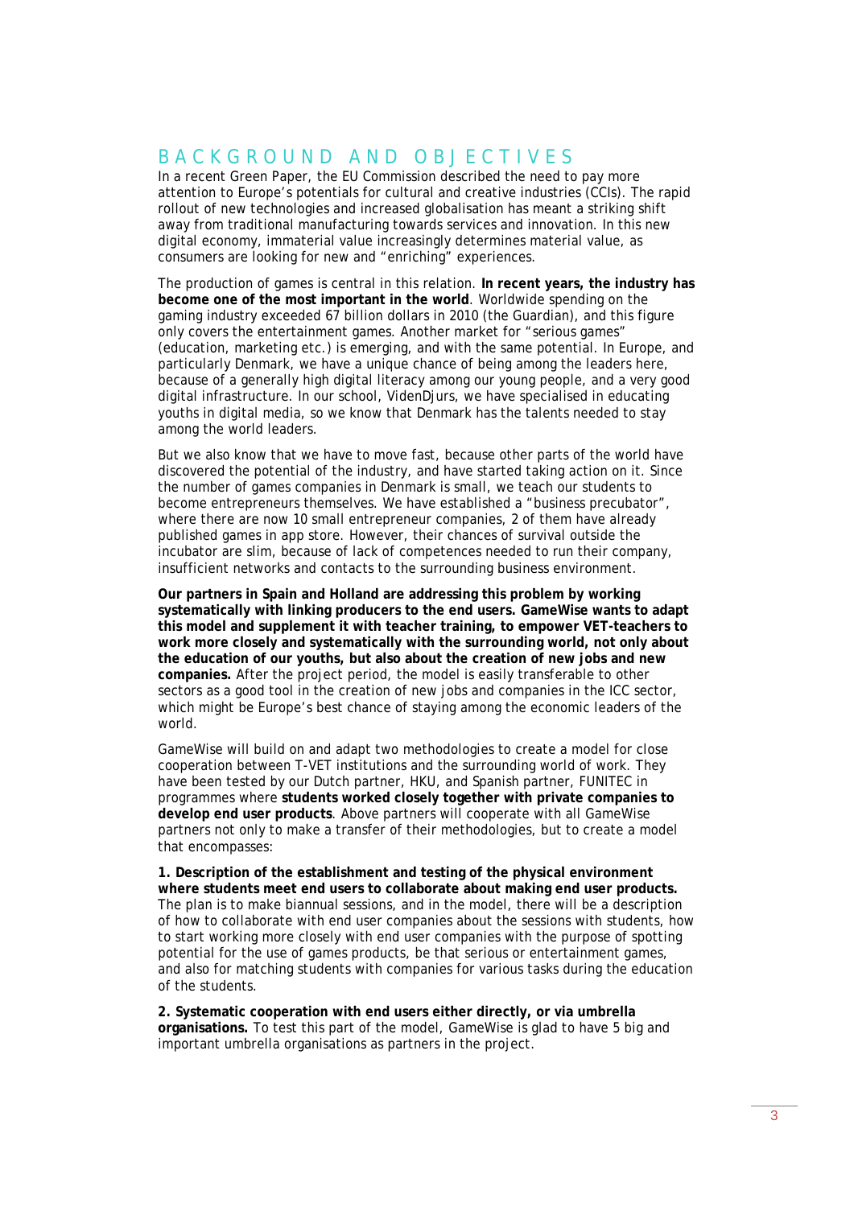# BACKGROUND AND OBJECTIVES

In a recent Green Paper, the EU Commission described the need to pay more attention to Europe's potentials for cultural and creative industries (CCIs). The rapid rollout of new technologies and increased globalisation has meant a striking shift away from traditional manufacturing towards services and innovation. In this new digital economy, immaterial value increasingly determines material value, as consumers are looking for new and "enriching" experiences.

The production of games is central in this relation. **In recent years, the industry has become one of the most important in the world**. Worldwide spending on the gaming industry exceeded 67 billion dollars in 2010 (the Guardian), and this figure only covers the entertainment games. Another market for "serious games" (education, marketing etc.) is emerging, and with the same potential. In Europe, and particularly Denmark, we have a unique chance of being among the leaders here, because of a generally high digital literacy among our young people, and a very good digital infrastructure. In our school, VidenDjurs, we have specialised in educating youths in digital media, so we know that Denmark has the talents needed to stay among the world leaders.

But we also know that we have to move fast, because other parts of the world have discovered the potential of the industry, and have started taking action on it. Since the number of games companies in Denmark is small, we teach our students to become entrepreneurs themselves. We have established a "business precubator", where there are now 10 small entrepreneur companies, 2 of them have already published games in app store. However, their chances of survival outside the incubator are slim, because of lack of competences needed to run their company, insufficient networks and contacts to the surrounding business environment.

**Our partners in Spain and Holland are addressing this problem by working systematically with linking producers to the end users. GameWise wants to adapt this model and supplement it with teacher training, to empower VET-teachers to work more closely and systematically with the surrounding world, not only about the education of our youths, but also about the creation of new jobs and new companies.** After the project period, the model is easily transferable to other sectors as a good tool in the creation of new jobs and companies in the ICC sector, which might be Europe's best chance of staying among the economic leaders of the world.

GameWise will build on and adapt two methodologies to create a model for close cooperation between T-VET institutions and the surrounding world of work. They have been tested by our Dutch partner, HKU, and Spanish partner, FUNITEC in programmes where **students worked closely together with private companies to develop end user products**. Above partners will cooperate with all GameWise partners not only to make a transfer of their methodologies, but to create a model that encompasses:

**1. Description of the establishment and testing of the physical environment where students meet end users to collaborate about making end user products.** The plan is to make biannual sessions, and in the model, there will be a description of how to collaborate with end user companies about the sessions with students, how to start working more closely with end user companies with the purpose of spotting potential for the use of games products, be that serious or entertainment games, and also for matching students with companies for various tasks during the education of the students.

**2. Systematic cooperation with end users either directly, or via umbrella organisations.** To test this part of the model, GameWise is glad to have 5 big and important umbrella organisations as partners in the project.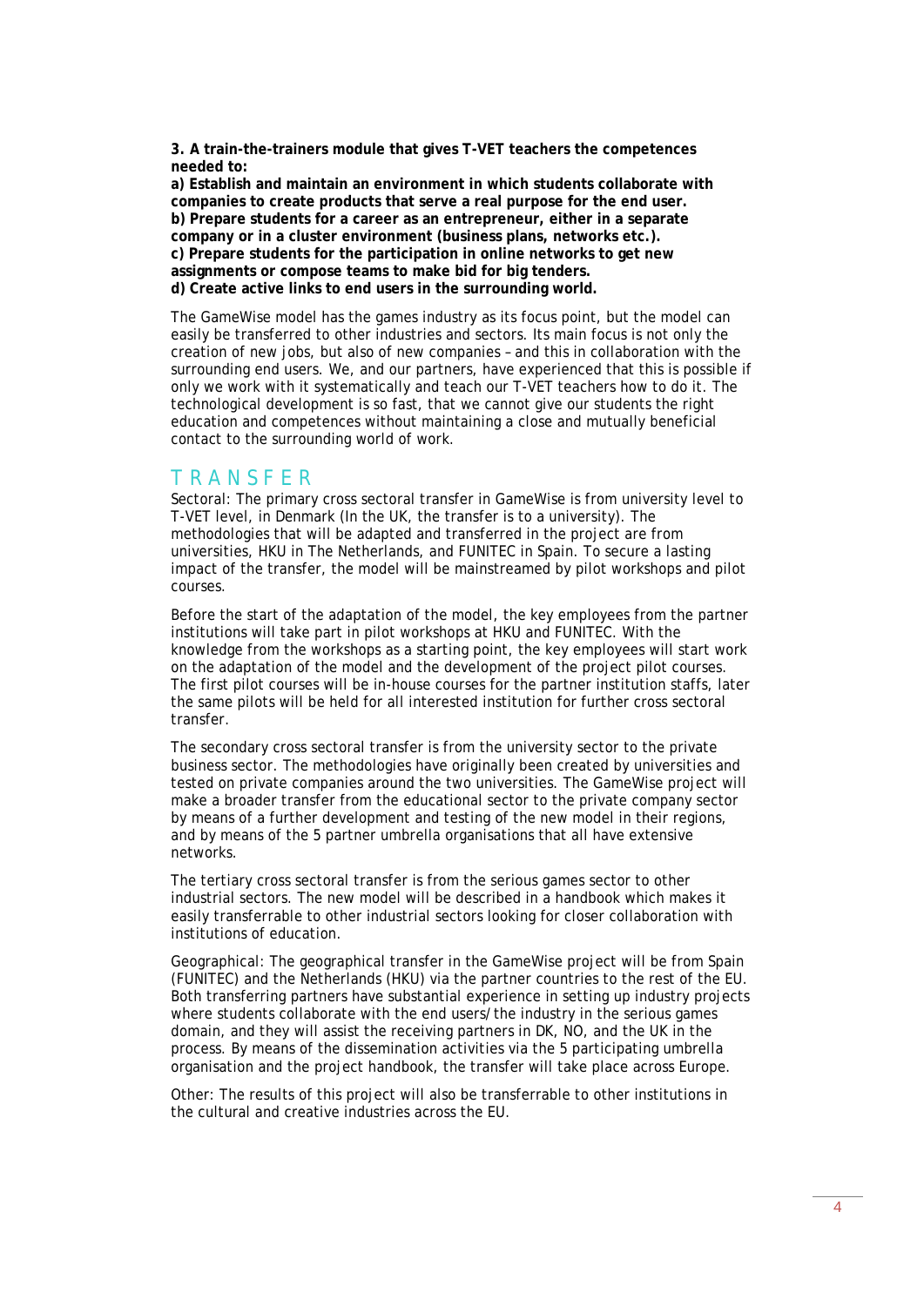**3. A train-the-trainers module that gives T-VET teachers the competences needed to:**
**a) Establish and maintain an environment in which students collaborate with companies to create products that serve a real purpose for the end user.**
**b) Prepare students for a career as an entrepreneur, either in a separate company or in a cluster environment (business plans, networks etc.).**
**c) Prepare students for the participation in online networks to get new assignments or compose teams to make bid for big tenders.**
**d) Create active links to end users in the surrounding world.**

The GameWise model has the games industry as its focus point, but the model can easily be transferred to other industries and sectors. Its main focus is not only the creation of new jobs, but also of new companies – and this in collaboration with the surrounding end users. We, and our partners, have experienced that this is possible if only we work with it systematically and teach our T-VET teachers how to do it. The technological development is so fast, that we cannot give our students the right education and competences without maintaining a close and mutually beneficial contact to the surrounding world of work.

## TRANSFER

Sectoral: The primary cross sectoral transfer in GameWise is from university level to T-VET level, in Denmark (In the UK, the transfer is to a university). The methodologies that will be adapted and transferred in the project are from universities, HKU in The Netherlands, and FUNITEC in Spain. To secure a lasting impact of the transfer, the model will be mainstreamed by pilot workshops and pilot courses.

Before the start of the adaptation of the model, the key employees from the partner institutions will take part in pilot workshops at HKU and FUNITEC. With the knowledge from the workshops as a starting point, the key employees will start work on the adaptation of the model and the development of the project pilot courses. The first pilot courses will be in-house courses for the partner institution staffs, later the same pilots will be held for all interested institution for further cross sectoral transfer.

The secondary cross sectoral transfer is from the university sector to the private business sector. The methodologies have originally been created by universities and tested on private companies around the two universities. The GameWise project will make a broader transfer from the educational sector to the private company sector by means of a further development and testing of the new model in their regions, and by means of the 5 partner umbrella organisations that all have extensive networks.

The tertiary cross sectoral transfer is from the serious games sector to other industrial sectors. The new model will be described in a handbook which makes it easily transferrable to other industrial sectors looking for closer collaboration with institutions of education.

Geographical: The geographical transfer in the GameWise project will be from Spain (FUNITEC) and the Netherlands (HKU) via the partner countries to the rest of the EU. Both transferring partners have substantial experience in setting up industry projects where students collaborate with the end users/the industry in the serious games domain, and they will assist the receiving partners in DK, NO, and the UK in the process. By means of the dissemination activities via the 5 participating umbrella organisation and the project handbook, the transfer will take place across Europe.

Other: The results of this project will also be transferrable to other institutions in the cultural and creative industries across the EU.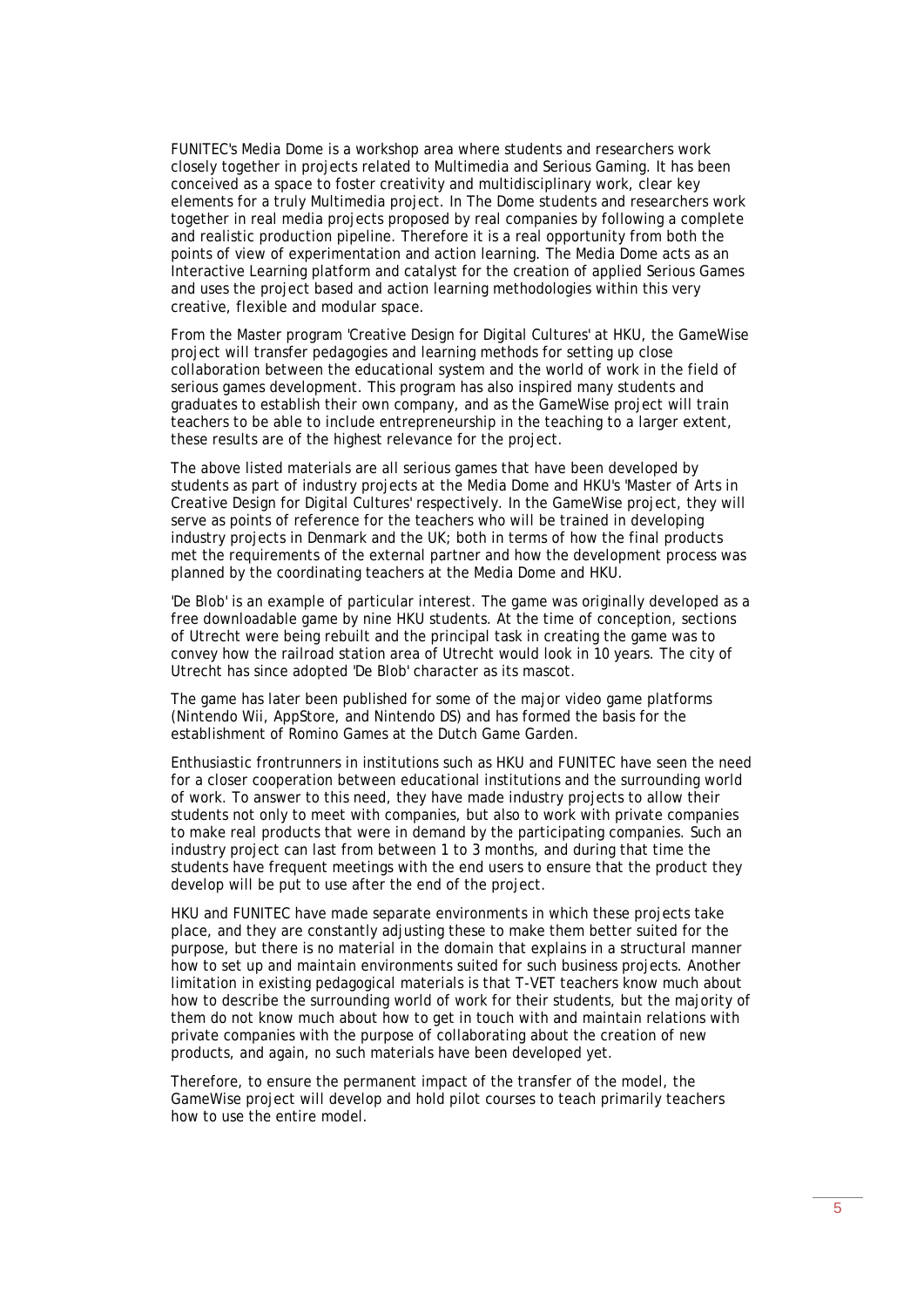FUNITEC's Media Dome is a workshop area where students and researchers work closely together in projects related to Multimedia and Serious Gaming. It has been conceived as a space to foster creativity and multidisciplinary work, clear key elements for a truly Multimedia project. In The Dome students and researchers work together in real media projects proposed by real companies by following a complete and realistic production pipeline. Therefore it is a real opportunity from both the points of view of experimentation and action learning. The Media Dome acts as an Interactive Learning platform and catalyst for the creation of applied Serious Games and uses the project based and action learning methodologies within this very creative, flexible and modular space.

From the Master program 'Creative Design for Digital Cultures' at HKU, the GameWise project will transfer pedagogies and learning methods for setting up close collaboration between the educational system and the world of work in the field of serious games development. This program has also inspired many students and graduates to establish their own company, and as the GameWise project will train teachers to be able to include entrepreneurship in the teaching to a larger extent, these results are of the highest relevance for the project.

The above listed materials are all serious games that have been developed by students as part of industry projects at the Media Dome and HKU's 'Master of Arts in Creative Design for Digital Cultures' respectively. In the GameWise project, they will serve as points of reference for the teachers who will be trained in developing industry projects in Denmark and the UK; both in terms of how the final products met the requirements of the external partner and how the development process was planned by the coordinating teachers at the Media Dome and HKU.

'De Blob' is an example of particular interest. The game was originally developed as a free downloadable game by nine HKU students. At the time of conception, sections of Utrecht were being rebuilt and the principal task in creating the game was to convey how the railroad station area of Utrecht would look in 10 years. The city of Utrecht has since adopted 'De Blob' character as its mascot.

The game has later been published for some of the major video game platforms (Nintendo Wii, AppStore, and Nintendo DS) and has formed the basis for the establishment of Romino Games at the Dutch Game Garden.

Enthusiastic frontrunners in institutions such as HKU and FUNITEC have seen the need for a closer cooperation between educational institutions and the surrounding world of work. To answer to this need, they have made industry projects to allow their students not only to meet with companies, but also to work with private companies to make real products that were in demand by the participating companies. Such an industry project can last from between 1 to 3 months, and during that time the students have frequent meetings with the end users to ensure that the product they develop will be put to use after the end of the project.

HKU and FUNITEC have made separate environments in which these projects take place, and they are constantly adjusting these to make them better suited for the purpose, but there is no material in the domain that explains in a structural manner how to set up and maintain environments suited for such business projects. Another limitation in existing pedagogical materials is that T-VET teachers know much about how to describe the surrounding world of work for their students, but the majority of them do not know much about how to get in touch with and maintain relations with private companies with the purpose of collaborating about the creation of new products, and again, no such materials have been developed yet.

Therefore, to ensure the permanent impact of the transfer of the model, the GameWise project will develop and hold pilot courses to teach primarily teachers how to use the entire model.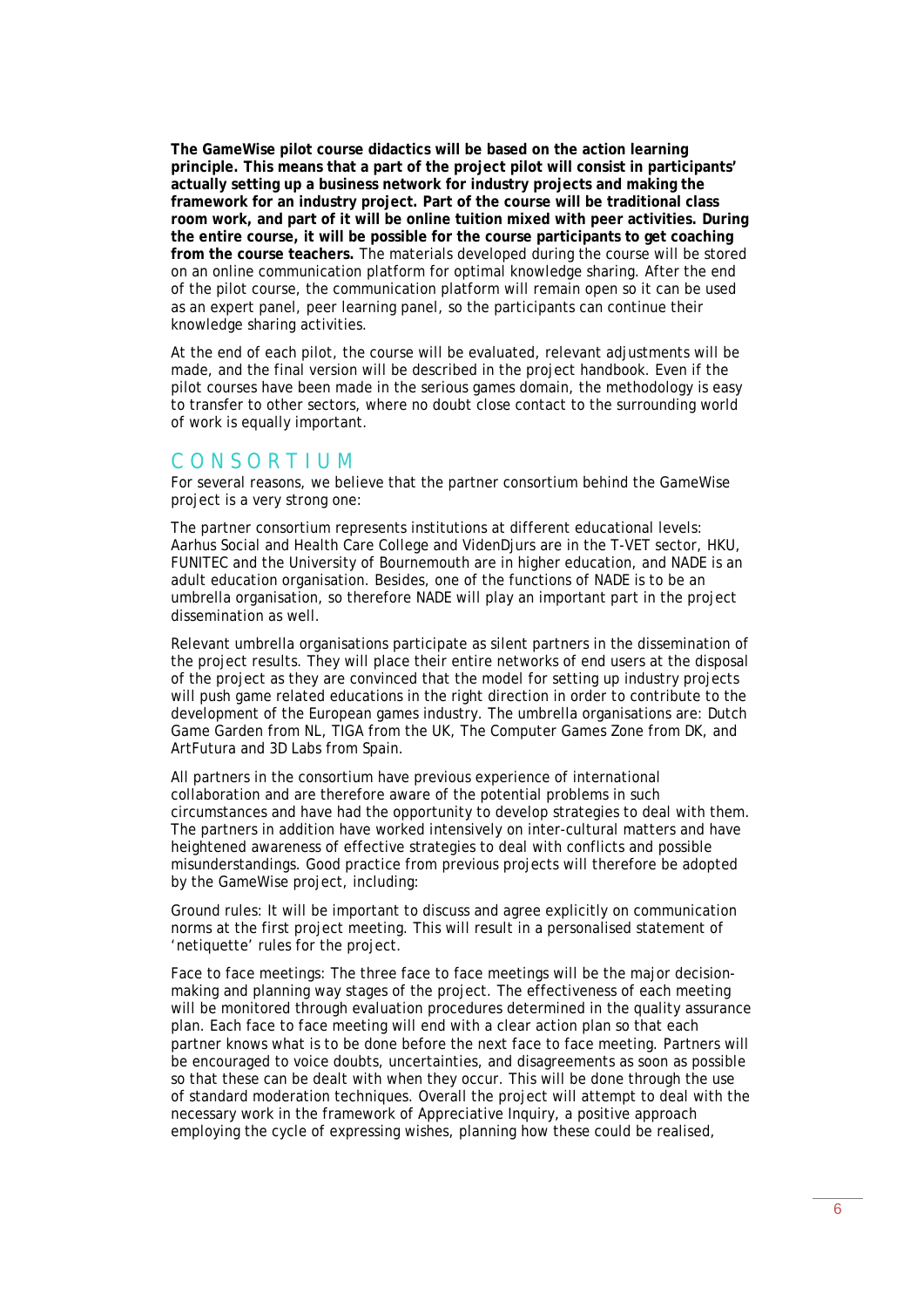**The GameWise pilot course didactics will be based on the action learning principle. This means that a part of the project pilot will consist in participants' actually setting up a business network for industry projects and making the framework for an industry project. Part of the course will be traditional class room work, and part of it will be online tuition mixed with peer activities. During the entire course, it will be possible for the course participants to get coaching from the course teachers.** The materials developed during the course will be stored on an online communication platform for optimal knowledge sharing. After the end of the pilot course, the communication platform will remain open so it can be used as an expert panel, peer learning panel, so the participants can continue their knowledge sharing activities.

At the end of each pilot, the course will be evaluated, relevant adjustments will be made, and the final version will be described in the project handbook. Even if the pilot courses have been made in the serious games domain, the methodology is easy to transfer to other sectors, where no doubt close contact to the surrounding world of work is equally important.

## CONSORTIUM

For several reasons, we believe that the partner consortium behind the GameWise project is a very strong one:

The partner consortium represents institutions at different educational levels: Aarhus Social and Health Care College and VidenDjurs are in the T-VET sector, HKU, FUNITEC and the University of Bournemouth are in higher education, and NADE is an adult education organisation. Besides, one of the functions of NADE is to be an umbrella organisation, so therefore NADE will play an important part in the project dissemination as well.

Relevant umbrella organisations participate as silent partners in the dissemination of the project results. They will place their entire networks of end users at the disposal of the project as they are convinced that the model for setting up industry projects will push game related educations in the right direction in order to contribute to the development of the European games industry. The umbrella organisations are: Dutch Game Garden from NL, TIGA from the UK, The Computer Games Zone from DK, and ArtFutura and 3D Labs from Spain.

All partners in the consortium have previous experience of international collaboration and are therefore aware of the potential problems in such circumstances and have had the opportunity to develop strategies to deal with them. The partners in addition have worked intensively on inter-cultural matters and have heightened awareness of effective strategies to deal with conflicts and possible misunderstandings. Good practice from previous projects will therefore be adopted by the GameWise project, including:

Ground rules: It will be important to discuss and agree explicitly on communication norms at the first project meeting. This will result in a personalised statement of 'netiquette' rules for the project.

Face to face meetings: The three face to face meetings will be the major decision-making and planning way stages of the project. The effectiveness of each meeting will be monitored through evaluation procedures determined in the quality assurance plan. Each face to face meeting will end with a clear action plan so that each partner knows what is to be done before the next face to face meeting. Partners will be encouraged to voice doubts, uncertainties, and disagreements as soon as possible so that these can be dealt with when they occur. This will be done through the use of standard moderation techniques. Overall the project will attempt to deal with the necessary work in the framework of Appreciative Inquiry, a positive approach employing the cycle of expressing wishes, planning how these could be realised,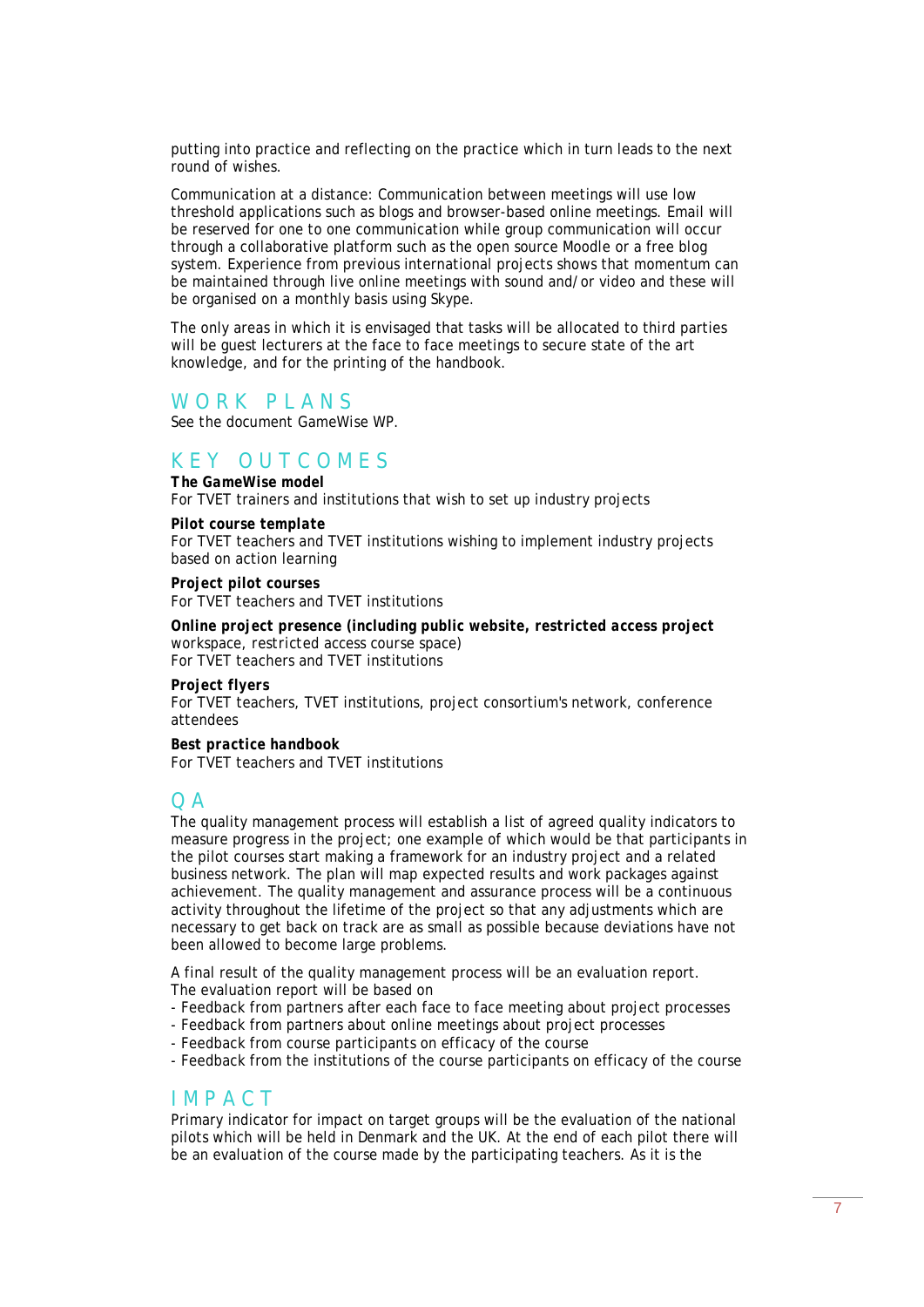putting into practice and reflecting on the practice which in turn leads to the next round of wishes.

Communication at a distance: Communication between meetings will use low threshold applications such as blogs and browser-based online meetings. Email will be reserved for one to one communication while group communication will occur through a collaborative platform such as the open source Moodle or a free blog system. Experience from previous international projects shows that momentum can be maintained through live online meetings with sound and/or video and these will be organised on a monthly basis using Skype.

The only areas in which it is envisaged that tasks will be allocated to third parties will be guest lecturers at the face to face meetings to secure state of the art knowledge, and for the printing of the handbook.

## WORK PLANS

See the document GameWise WP.

## KEY OUTCOMES

***The GameWise model***
For TVET trainers and institutions that wish to set up industry projects

***Pilot course template***
For TVET teachers and TVET institutions wishing to implement industry projects based on action learning

***Project pilot courses***
For TVET teachers and TVET institutions

***Online project presence (including public website, restricted access project*** workspace, restricted access course space)
For TVET teachers and TVET institutions

***Project flyers***
For TVET teachers, TVET institutions, project consortium's network, conference attendees

***Best practice handbook***
For TVET teachers and TVET institutions

## QA

The quality management process will establish a list of agreed quality indicators to measure progress in the project; one example of which would be that participants in the pilot courses start making a framework for an industry project and a related business network. The plan will map expected results and work packages against achievement. The quality management and assurance process will be a continuous activity throughout the lifetime of the project so that any adjustments which are necessary to get back on track are as small as possible because deviations have not been allowed to become large problems.

A final result of the quality management process will be an evaluation report. The evaluation report will be based on

- Feedback from partners after each face to face meeting about project processes
- Feedback from partners about online meetings about project processes
- Feedback from course participants on efficacy of the course
- Feedback from the institutions of the course participants on efficacy of the course

## IMPACT

Primary indicator for impact on target groups will be the evaluation of the national pilots which will be held in Denmark and the UK. At the end of each pilot there will be an evaluation of the course made by the participating teachers. As it is the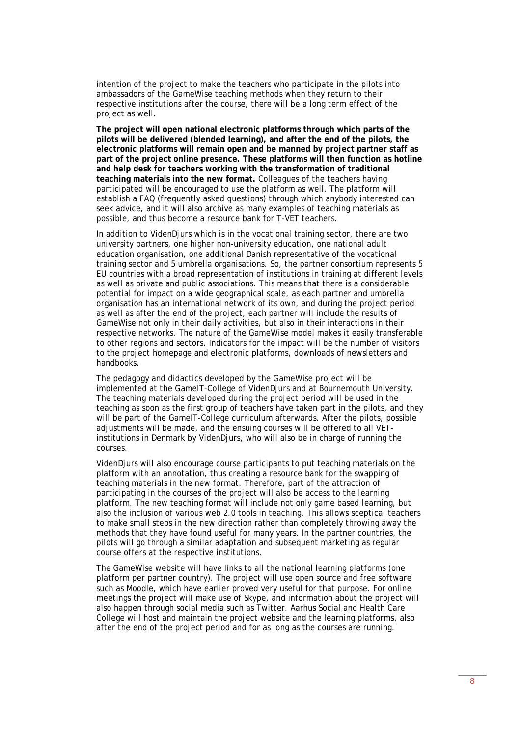intention of the project to make the teachers who participate in the pilots into ambassadors of the GameWise teaching methods when they return to their respective institutions after the course, there will be a long term effect of the project as well.

**The project will open national electronic platforms through which parts of the pilots will be delivered (blended learning), and after the end of the pilots, the electronic platforms will remain open and be manned by project partner staff as part of the project online presence. These platforms will then function as hotline and help desk for teachers working with the transformation of traditional teaching materials into the new format.** Colleagues of the teachers having participated will be encouraged to use the platform as well. The platform will establish a FAQ (frequently asked questions) through which anybody interested can seek advice, and it will also archive as many examples of teaching materials as possible, and thus become a resource bank for T-VET teachers.

In addition to VidenDjurs which is in the vocational training sector, there are two university partners, one higher non-university education, one national adult education organisation, one additional Danish representative of the vocational training sector and 5 umbrella organisations. So, the partner consortium represents 5 EU countries with a broad representation of institutions in training at different levels as well as private and public associations. This means that there is a considerable potential for impact on a wide geographical scale, as each partner and umbrella organisation has an international network of its own, and during the project period as well as after the end of the project, each partner will include the results of GameWise not only in their daily activities, but also in their interactions in their respective networks. The nature of the GameWise model makes it easily transferable to other regions and sectors. Indicators for the impact will be the number of visitors to the project homepage and electronic platforms, downloads of newsletters and handbooks.

The pedagogy and didactics developed by the GameWise project will be implemented at the GameIT-College of VidenDjurs and at Bournemouth University. The teaching materials developed during the project period will be used in the teaching as soon as the first group of teachers have taken part in the pilots, and they will be part of the GameIT-College curriculum afterwards. After the pilots, possible adjustments will be made, and the ensuing courses will be offered to all VET-institutions in Denmark by VidenDjurs, who will also be in charge of running the courses.

VidenDjurs will also encourage course participants to put teaching materials on the platform with an annotation, thus creating a resource bank for the swapping of teaching materials in the new format. Therefore, part of the attraction of participating in the courses of the project will also be access to the learning platform. The new teaching format will include not only game based learning, but also the inclusion of various web 2.0 tools in teaching. This allows sceptical teachers to make small steps in the new direction rather than completely throwing away the methods that they have found useful for many years. In the partner countries, the pilots will go through a similar adaptation and subsequent marketing as regular course offers at the respective institutions.

The GameWise website will have links to all the national learning platforms (one platform per partner country). The project will use open source and free software such as Moodle, which have earlier proved very useful for that purpose. For online meetings the project will make use of Skype, and information about the project will also happen through social media such as Twitter. Aarhus Social and Health Care College will host and maintain the project website and the learning platforms, also after the end of the project period and for as long as the courses are running.